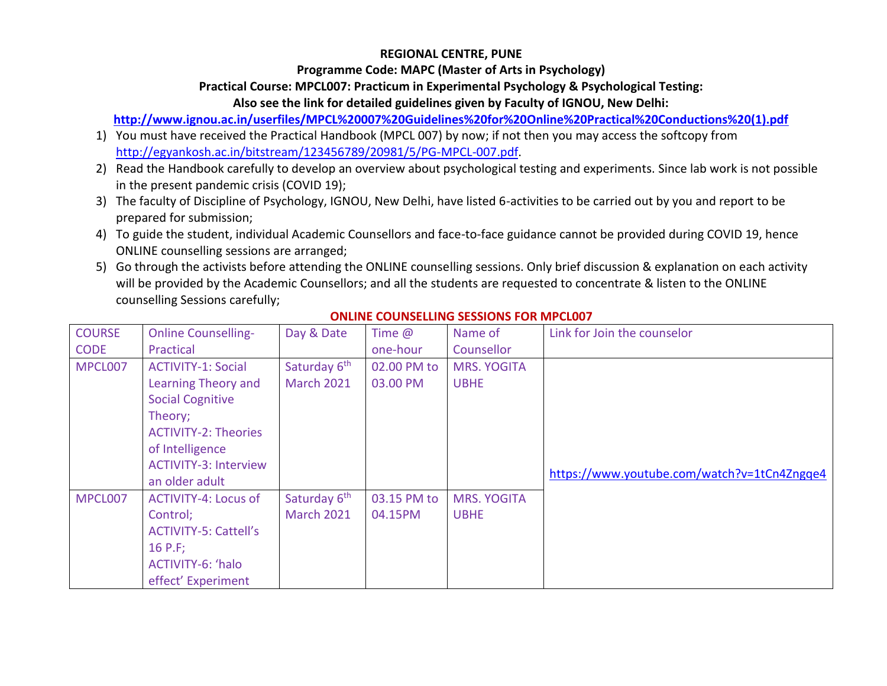**REGIONAL CENTRE, PUNE**

**Programme Code: MAPC (Master of Arts in Psychology)**

**Practical Course: MPCL007: Practicum in Experimental Psychology & Psychological Testing:**

**Also see the link for detailed guidelines given by Faculty of IGNOU, New Delhi:**

**http://www.ignou.ac.in/userfiles/MPCL%20007%20Guidelines%20for%20Online%20Practical%20Conductions%20(1).pdf**

1) You must have received the Practical Handbook (MPCL 007) by now; if not then you may access the softcopy from http://egyankosh.ac.in/bitstream/123456789/20981/5/PG-MPCL-007.pdf.
2) Read the Handbook carefully to develop an overview about psychological testing and experiments. Since lab work is not possible in the present pandemic crisis (COVID 19);
3) The faculty of Discipline of Psychology, IGNOU, New Delhi, have listed 6-activities to be carried out by you and report to be prepared for submission;
4) To guide the student, individual Academic Counsellors and face-to-face guidance cannot be provided during COVID 19, hence ONLINE counselling sessions are arranged;
5) Go through the activists before attending the ONLINE counselling sessions. Only brief discussion & explanation on each activity will be provided by the Academic Counsellors; and all the students are requested to concentrate & listen to the ONLINE counselling Sessions carefully;

**ONLINE COUNSELLING SESSIONS FOR MPCL007**

| COURSE CODE | Online Counselling-Practical | Day & Date | Time @ one-hour | Name of Counsellor | Link for Join the counselor |
|---|---|---|---|---|---|
| MPCL007 | ACTIVITY-1: Social Learning Theory and Social Cognitive Theory; ACTIVITY-2: Theories of Intelligence ACTIVITY-3: Interview an older adult | Saturday 6th March 2021 | 02.00 PM to 03.00 PM | MRS. YOGITA UBHE | https://www.youtube.com/watch?v=1tCn4Zngqe4 |
| MPCL007 | ACTIVITY-4: Locus of Control; ACTIVITY-5: Cattell's 16 P.F; ACTIVITY-6: 'halo effect' Experiment | Saturday 6th March 2021 | 03.15 PM to 04.15PM | MRS. YOGITA UBHE | |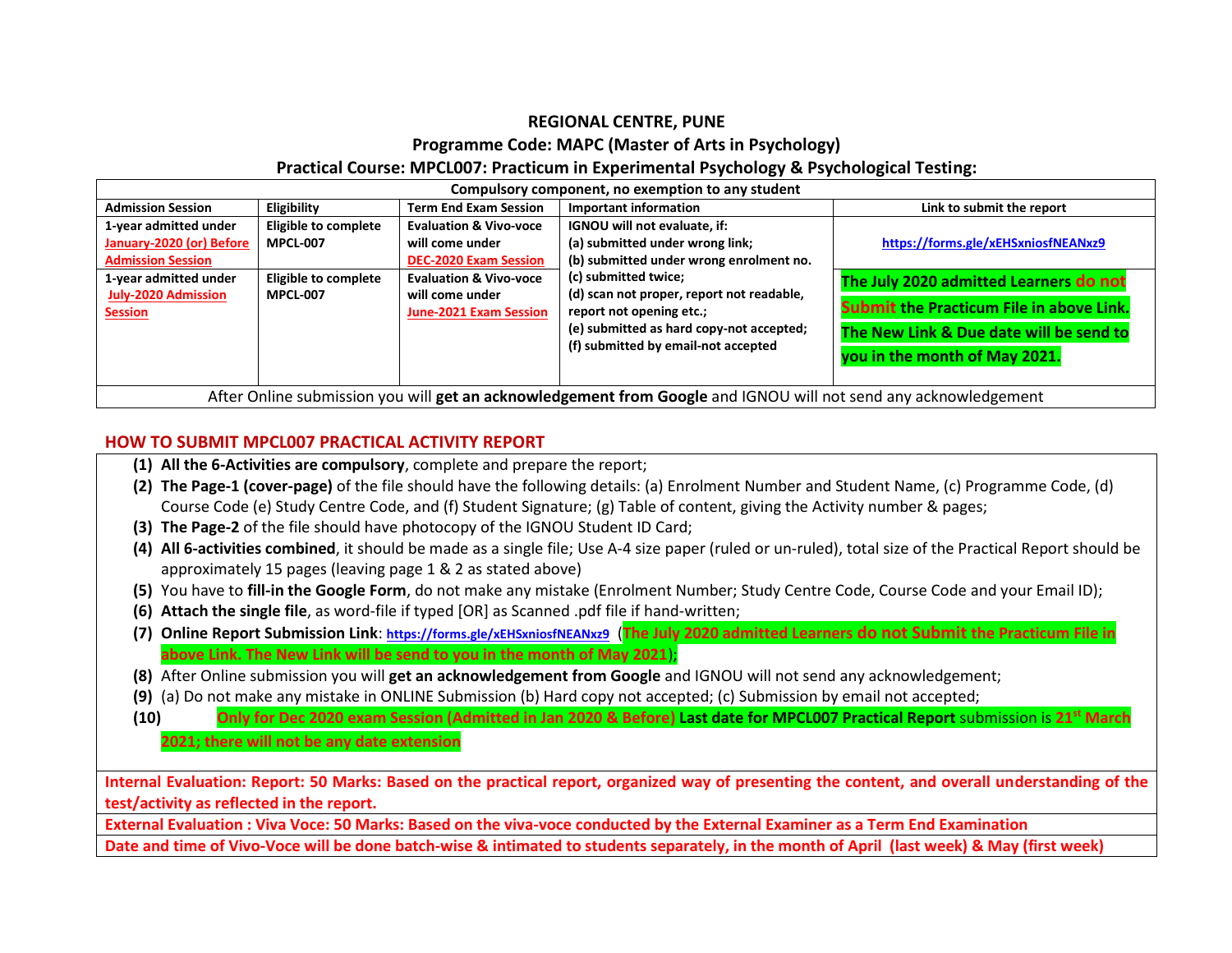## REGIONAL CENTRE, PUNE

## Programme Code: MAPC (Master of Arts in Psychology)

## Practical Course: MPCL007: Practicum in Experimental Psychology & Psychological Testing:

| Compulsory component, no exemption to any student | | | | |
|---|---|---|---|---|
| **Admission Session** | **Eligibility** | **Term End Exam Session** | **Important information** | **Link to submit the report** |
| **1-year admitted under January-2020 (or) Before Admission Session** | **Eligible to complete MPCL-007** | **Evaluation & Vivo-voce will come under DEC-2020 Exam Session** | **IGNOU will not evaluate, if: (a) submitted under wrong link; (b) submitted under wrong enrolment no. (c) submitted twice; (d) scan not proper, report not readable, report not opening etc.; (e) submitted as hard copy-not accepted; (f) submitted by email-not accepted** | **https://forms.gle/xEHSxniosfNEANxz9** |
| **1-year admitted under July-2020 Admission Session** | **Eligible to complete MPCL-007** | **Evaluation & Vivo-voce will come under June-2021 Exam Session** | | **The July 2020 admitted Learners do not Submit the Practicum File in above Link. The New Link & Due date will be send to you in the month of May 2021.** |
| After Online submission you will **get an acknowledgement from Google** and IGNOU will not send any acknowledgement | | | | |

## HOW TO SUBMIT MPCL007 PRACTICAL ACTIVITY REPORT

(1) **All the 6-Activities are compulsory**, complete and prepare the report;

(2) **The Page-1 (cover-page)** of the file should have the following details: (a) Enrolment Number and Student Name, (c) Programme Code, (d) Course Code (e) Study Centre Code, and (f) Student Signature; (g) Table of content, giving the Activity number & pages;

(3) **The Page-2** of the file should have photocopy of the IGNOU Student ID Card;

(4) **All 6-activities combined**, it should be made as a single file; Use A-4 size paper (ruled or un-ruled), total size of the Practical Report should be approximately 15 pages (leaving page 1 & 2 as stated above)

(5) You have to **fill-in the Google Form**, do not make any mistake (Enrolment Number; Study Centre Code, Course Code and your Email ID);

(6) **Attach the single file**, as word-file if typed [OR] as Scanned .pdf file if hand-written;

(7) **Online Report Submission Link**: **https://forms.gle/xEHSxniosfNEANxz9** (**The July 2020 admitted Learners do not Submit the Practicum File in above Link. The New Link will be send to you in the month of May 2021**);

(8) After Online submission you will **get an acknowledgement from Google** and IGNOU will not send any acknowledgement;

(9) (a) Do not make any mistake in ONLINE Submission (b) Hard copy not accepted; (c) Submission by email not accepted;

(10) **Only for Dec 2020 exam Session (Admitted in Jan 2020 & Before) Last date for MPCL007 Practical Report** submission is **21st March 2021; there will not be any date extension**

**Internal Evaluation: Report: 50 Marks: Based on the practical report, organized way of presenting the content, and overall understanding of the test/activity as reflected in the report.**

**External Evaluation : Viva Voce: 50 Marks: Based on the viva-voce conducted by the External Examiner as a Term End Examination**

**Date and time of Vivo-Voce will be done batch-wise & intimated to students separately, in the month of April (last week) & May (first week)**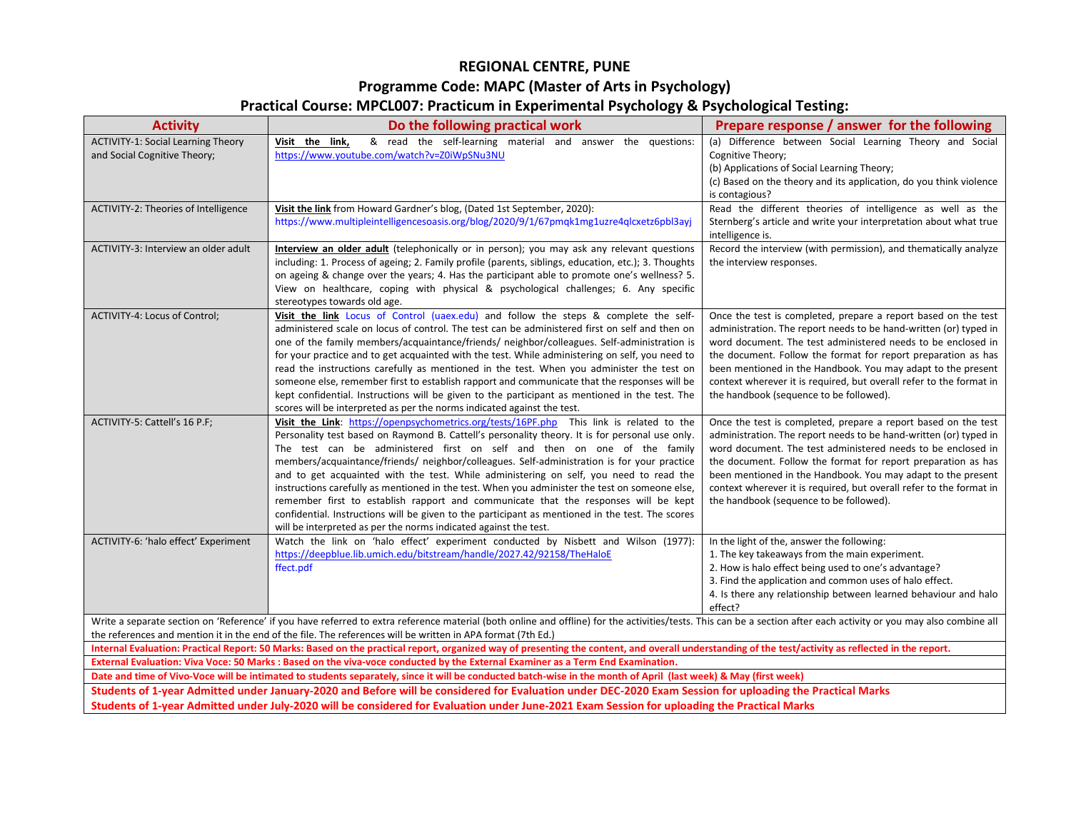**REGIONAL CENTRE, PUNE**

**Programme Code: MAPC (Master of Arts in Psychology)**

**Practical Course: MPCL007: Practicum in Experimental Psychology & Psychological Testing:**

| Activity | Do the following practical work | Prepare response / answer for the following |
|---|---|---|
| ACTIVITY-1: Social Learning Theory and Social Cognitive Theory; | **Visit the link,** & read the self-learning material and answer the questions: https://www.youtube.com/watch?v=Z0iWpSNu3NU | (a) Difference between Social Learning Theory and Social Cognitive Theory;<br>(b) Applications of Social Learning Theory;<br>(c) Based on the theory and its application, do you think violence is contagious? |
| ACTIVITY-2: Theories of Intelligence | **Visit the link** from Howard Gardner's blog, (Dated 1st September, 2020): https://www.multipleintelligencesoasis.org/blog/2020/9/1/67pmqk1mg1uzre4qlcxetz6pbl3ayj | Read the different theories of intelligence as well as the Sternberg's article and write your interpretation about what true intelligence is. |
| ACTIVITY-3: Interview an older adult | **Interview an older adult** (telephonically or in person); you may ask any relevant questions including: 1. Process of ageing; 2. Family profile (parents, siblings, education, etc.); 3. Thoughts on ageing & change over the years; 4. Has the participant able to promote one's wellness? 5. View on healthcare, coping with physical & psychological challenges; 6. Any specific stereotypes towards old age. | Record the interview (with permission), and thematically analyze the interview responses. |
| ACTIVITY-4: Locus of Control; | **Visit the link** Locus of Control (uaex.edu) and follow the steps & complete the self-administered scale on locus of control. The test can be administered first on self and then on one of the family members/acquaintance/friends/ neighbor/colleagues. Self-administration is for your practice and to get acquainted with the test. While administering on self, you need to read the instructions carefully as mentioned in the test. When you administer the test on someone else, remember first to establish rapport and communicate that the responses will be kept confidential. Instructions will be given to the participant as mentioned in the test. The scores will be interpreted as per the norms indicated against the test. | Once the test is completed, prepare a report based on the test administration. The report needs to be hand-written (or) typed in word document. The test administered needs to be enclosed in the document. Follow the format for report preparation as has been mentioned in the Handbook. You may adapt to the present context wherever it is required, but overall refer to the format in the handbook (sequence to be followed). |
| ACTIVITY-5: Cattell's 16 P.F; | **Visit the Link**: https://openpsychometrics.org/tests/16PF.php This link is related to the Personality test based on Raymond B. Cattell's personality theory. It is for personal use only. The test can be administered first on self and then on one of the family members/acquaintance/friends/ neighbor/colleagues. Self-administration is for your practice and to get acquainted with the test. While administering on self, you need to read the instructions carefully as mentioned in the test. When you administer the test on someone else, remember first to establish rapport and communicate that the responses will be kept confidential. Instructions will be given to the participant as mentioned in the test. The scores will be interpreted as per the norms indicated against the test. | Once the test is completed, prepare a report based on the test administration. The report needs to be hand-written (or) typed in word document. The test administered needs to be enclosed in the document. Follow the format for report preparation as has been mentioned in the Handbook. You may adapt to the present context wherever it is required, but overall refer to the format in the handbook (sequence to be followed). |
| ACTIVITY-6: 'halo effect' Experiment | Watch the link on 'halo effect' experiment conducted by Nisbett and Wilson (1977): https://deepblue.lib.umich.edu/bitstream/handle/2027.42/92158/TheHaloEffect.pdf | In the light of the, answer the following:<br>1. The key takeaways from the main experiment.<br>2. How is halo effect being used to one's advantage?<br>3. Find the application and common uses of halo effect.<br>4. Is there any relationship between learned behaviour and halo effect? |

Write a separate section on 'Reference' if you have referred to extra reference material (both online and offline) for the activities/tests. This can be a section after each activity or you may also combine all the references and mention it in the end of the file. The references will be written in APA format (7th Ed.)

**Internal Evaluation: Practical Report: 50 Marks: Based on the practical report, organized way of presenting the content, and overall understanding of the test/activity as reflected in the report.**

**External Evaluation: Viva Voce: 50 Marks : Based on the viva-voce conducted by the External Examiner as a Term End Examination.**

**Date and time of Vivo-Voce will be intimated to students separately, since it will be conducted batch-wise in the month of April (last week) & May (first week)**

**Students of 1-year Admitted under January-2020 and Before will be considered for Evaluation under DEC-2020 Exam Session for uploading the Practical Marks**

**Students of 1-year Admitted under July-2020 will be considered for Evaluation under June-2021 Exam Session for uploading the Practical Marks**